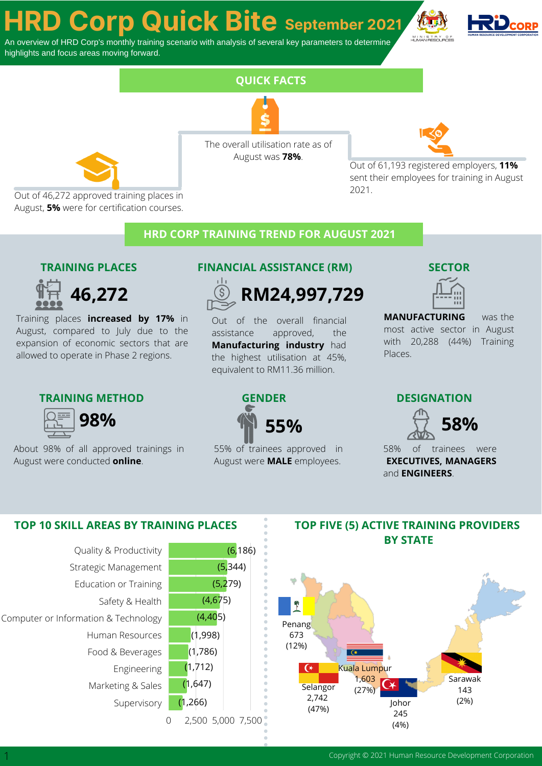# HRD Corp Quick Bite September 2021

An overview of HRD Corp's monthly training scenario with analysis of several key parameters to determine highlights and focus areas moving forward.

## QUICK FACTS

- Out of 46,272 approved training places in August, **5%** were for certification courses.
- The overall utilisation rate as of August was **78%**.
- Out of 61,193 registered employers, **11%** sent their employees for training in August 2021.

## HRD CORP TRAINING TREND FOR AUGUST 2021

### TRAINING PLACES

**46,272**

Training places **increased by 17%** in August, compared to July due to the expansion of economic sectors that are allowed to operate in Phase 2 regions.

### FINANCIAL ASSISTANCE (RM)

**RM24,997,729**

Out of the overall financial assistance approved, the **Manufacturing industry** had the highest utilisation at 45%, equivalent to RM11.36 million.

### SECTOR

**MANUFACTURING** was the most active sector in August with 20,288 (44%) Training Places.

### TRAINING METHOD

**98%**

About 98% of all approved trainings in August were conducted **online**.

### GENDER

**55%**

55% of trainees approved in August were **MALE** employees.

### DESIGNATION

**58%**

58% of trainees were **EXECUTIVES, MANAGERS** and **ENGINEERS**.

## TOP 10 SKILL AREAS BY TRAINING PLACES

| Skill Area | Training Places |
|---|---|
| Quality & Productivity | 6,186 |
| Strategic Management | 5,344 |
| Education or Training | 5,279 |
| Safety & Health | 4,675 |
| Computer or Information & Technology | 4,405 |
| Human Resources | 1,998 |
| Food & Beverages | 1,786 |
| Engineering | 1,712 |
| Marketing & Sales | 1,647 |
| Supervisory | 1,266 |

## TOP FIVE (5) ACTIVE TRAINING PROVIDERS BY STATE

| State | Training Providers | % |
|---|---|---|
| Selangor | 2,742 | 47% |
| Kuala Lumpur | 1,603 | 27% |
| Penang | 673 | 12% |
| Johor | 245 | 4% |
| Sarawak | 143 | 2% |

Copyright © 2021 Human Resource Development Corporation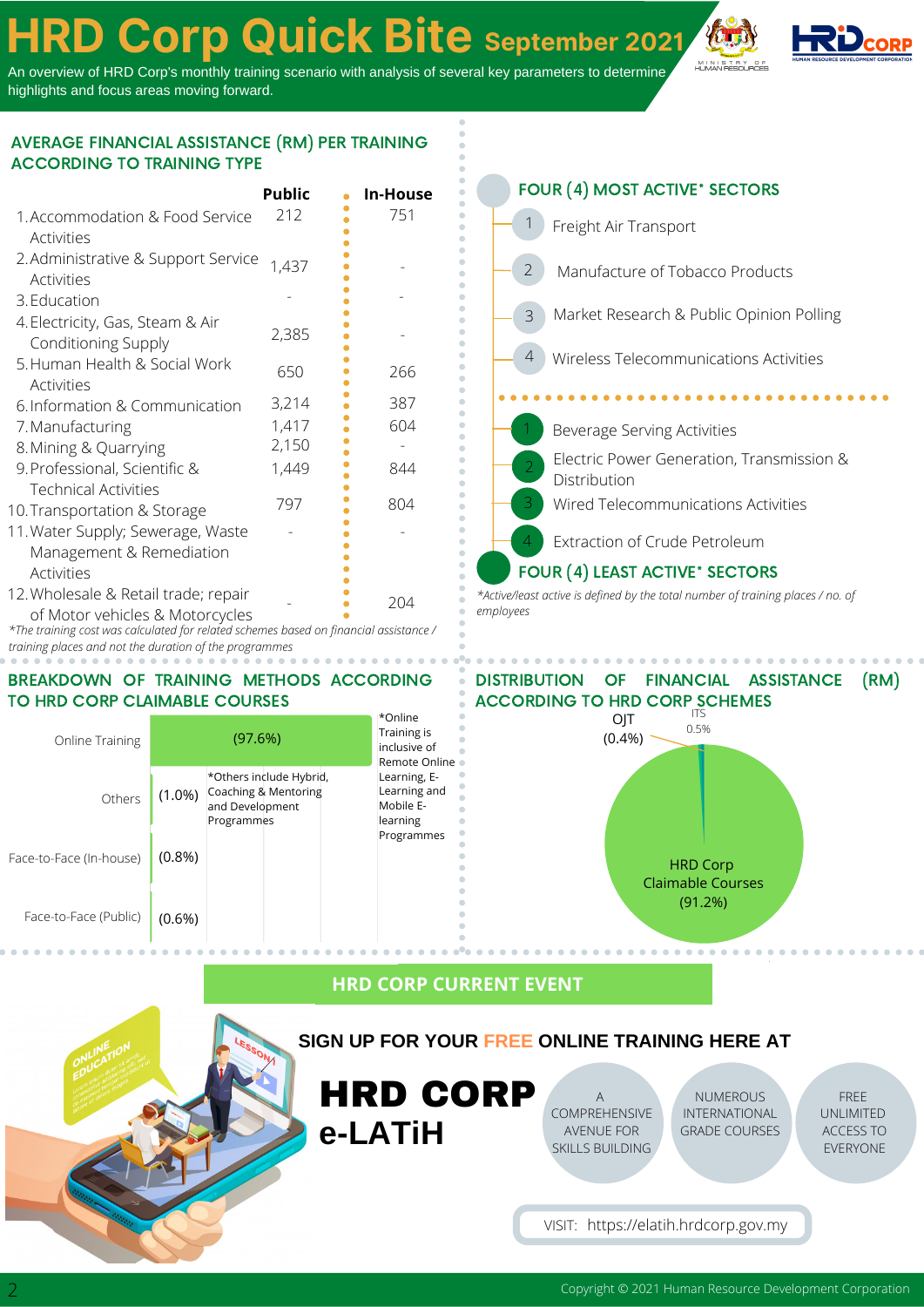# HRD Corp Quick Bite September 2021

An overview of HRD Corp's monthly training scenario with analysis of several key parameters to determine highlights and focus areas moving forward.

## AVERAGE FINANCIAL ASSISTANCE (RM) PER TRAINING ACCORDING TO TRAINING TYPE

| | Public | In-House |
|---|---|---|
| 1. Accommodation & Food Service Activities | 212 | 751 |
| 2. Administrative & Support Service Activities | 1,437 | - |
| 3. Education | - | - |
| 4. Electricity, Gas, Steam & Air Conditioning Supply | 2,385 | - |
| 5. Human Health & Social Work Activities | 650 | 266 |
| 6. Information & Communication | 3,214 | 387 |
| 7. Manufacturing | 1,417 | 604 |
| 8. Mining & Quarrying | 2,150 | - |
| 9. Professional, Scientific & Technical Activities | 1,449 | 844 |
| 10. Transportation & Storage | 797 | 804 |
| 11. Water Supply; Sewerage, Waste Management & Remediation Activities | - | - |
| 12. Wholesale & Retail trade; repair of Motor vehicles & Motorcycles | - | 204 |

*The training cost was calculated for related schemes based on financial assistance / training places and not the duration of the programmes

## FOUR (4) MOST ACTIVE* SECTORS

1. Freight Air Transport
2. Manufacture of Tobacco Products
3. Market Research & Public Opinion Polling
4. Wireless Telecommunications Activities

## FOUR (4) LEAST ACTIVE* SECTORS

1. Beverage Serving Activities
2. Electric Power Generation, Transmission & Distribution
3. Wired Telecommunications Activities
4. Extraction of Crude Petroleum

*Active/least active is defined by the total number of training places / no. of employees

## BREAKDOWN OF TRAINING METHODS ACCORDING TO HRD CORP CLAIMABLE COURSES

Online Training (97.6%)

Others (1.0%)

Face-to-Face (In-house) (0.8%)

Face-to-Face (Public) (0.6%)

*Others include Hybrid, Coaching & Mentoring and Development Programmes

*Online Training is inclusive of Remote Online Learning, E-Learning and Mobile E-learning Programmes

## DISTRIBUTION OF FINANCIAL ASSISTANCE (RM) ACCORDING TO HRD CORP SCHEMES

OJT (0.4%)

ITS 0.5%

HRD Corp Claimable Courses (91.2%)

## HRD CORP CURRENT EVENT

SIGN UP FOR YOUR FREE ONLINE TRAINING HERE AT

**HRD CORP e-LATiH**

- A COMPREHENSIVE AVENUE FOR SKILLS BUILDING
- NUMEROUS INTERNATIONAL GRADE COURSES
- FREE UNLIMITED ACCESS TO EVERYONE

VISIT: https://elatih.hrdcorp.gov.my

Copyright © 2021 Human Resource Development Corporation